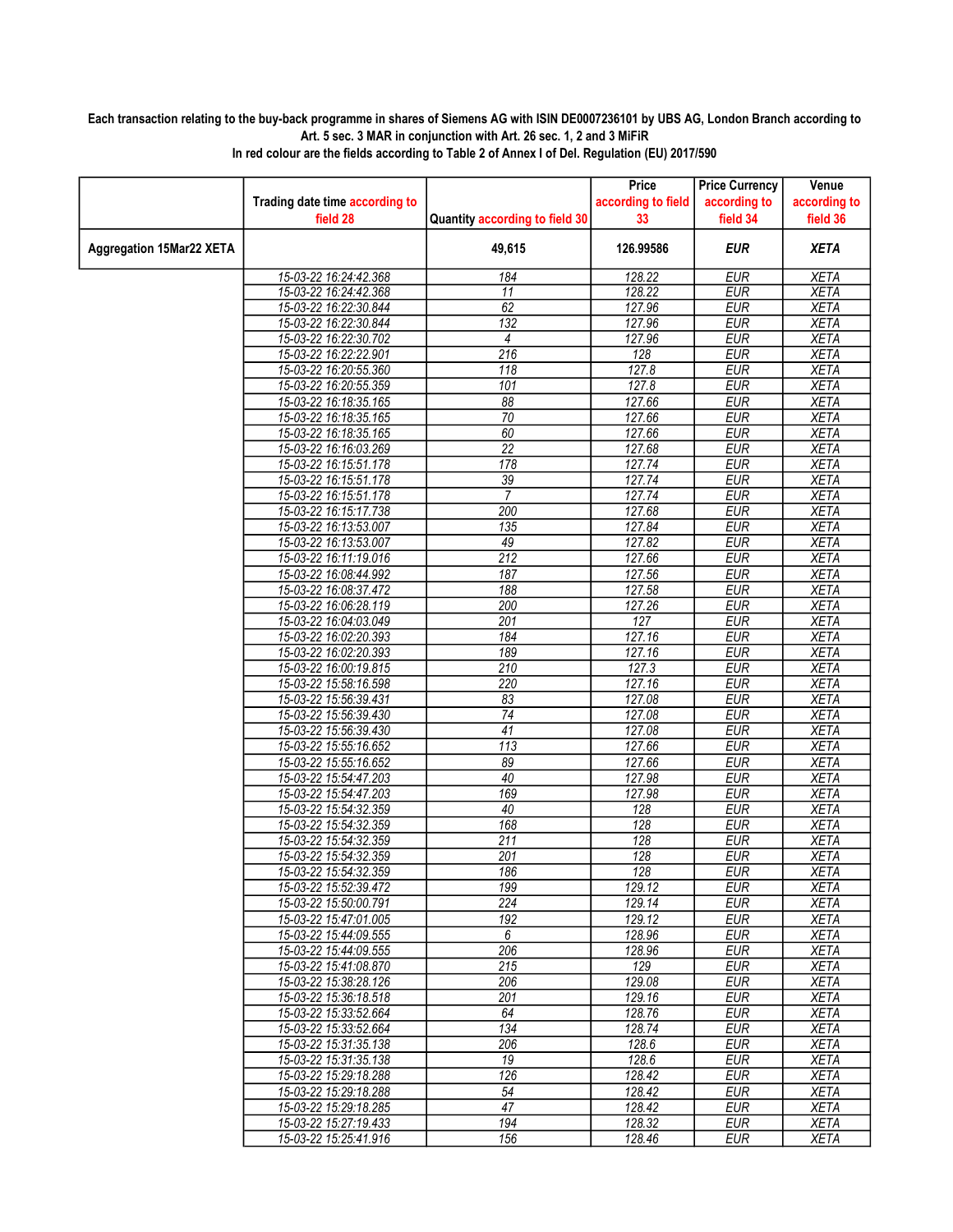**Each transaction relating to the buy-back programme in shares of Siemens AG with ISIN DE0007236101 by UBS AG, London Branch according to Art. 5 sec. 3 MAR in conjunction with Art. 26 sec. 1, 2 and 3 MiFiR**

**In red colour are the fields according to Table 2 of Annex I of Del. Regulation (EU) 2017/590**

| | Trading date time according to field 28 | Quantity according to field 30 | Price according to field 33 | Price Currency according to field 34 | Venue according to field 36 |
|---|---|---|---|---|---|
| **Aggregation 15Mar22 XETA** | | **49,615** | **126.99586** | ***EUR*** | ***XETA*** |
| | 15-03-22 16:24:42.368 | 184 | 128.22 | EUR | XETA |
| | 15-03-22 16:24:42.368 | 11 | 128.22 | EUR | XETA |
| | 15-03-22 16:22:30.844 | 62 | 127.96 | EUR | XETA |
| | 15-03-22 16:22:30.844 | 132 | 127.96 | EUR | XETA |
| | 15-03-22 16:22:30.702 | 4 | 127.96 | EUR | XETA |
| | 15-03-22 16:22:22.901 | 216 | 128 | EUR | XETA |
| | 15-03-22 16:20:55.360 | 118 | 127.8 | EUR | XETA |
| | 15-03-22 16:20:55.359 | 101 | 127.8 | EUR | XETA |
| | 15-03-22 16:18:35.165 | 88 | 127.66 | EUR | XETA |
| | 15-03-22 16:18:35.165 | 70 | 127.66 | EUR | XETA |
| | 15-03-22 16:18:35.165 | 60 | 127.66 | EUR | XETA |
| | 15-03-22 16:16:03.269 | 22 | 127.68 | EUR | XETA |
| | 15-03-22 16:15:51.178 | 178 | 127.74 | EUR | XETA |
| | 15-03-22 16:15:51.178 | 39 | 127.74 | EUR | XETA |
| | 15-03-22 16:15:51.178 | 7 | 127.74 | EUR | XETA |
| | 15-03-22 16:15:17.738 | 200 | 127.68 | EUR | XETA |
| | 15-03-22 16:13:53.007 | 135 | 127.84 | EUR | XETA |
| | 15-03-22 16:13:53.007 | 49 | 127.82 | EUR | XETA |
| | 15-03-22 16:11:19.016 | 212 | 127.66 | EUR | XETA |
| | 15-03-22 16:08:44.992 | 187 | 127.56 | EUR | XETA |
| | 15-03-22 16:08:37.472 | 188 | 127.58 | EUR | XETA |
| | 15-03-22 16:06:28.119 | 200 | 127.26 | EUR | XETA |
| | 15-03-22 16:04:03.049 | 201 | 127 | EUR | XETA |
| | 15-03-22 16:02:20.393 | 184 | 127.16 | EUR | XETA |
| | 15-03-22 16:02:20.393 | 189 | 127.16 | EUR | XETA |
| | 15-03-22 16:00:19.815 | 210 | 127.3 | EUR | XETA |
| | 15-03-22 15:58:16.598 | 220 | 127.16 | EUR | XETA |
| | 15-03-22 15:56:39.431 | 83 | 127.08 | EUR | XETA |
| | 15-03-22 15:56:39.430 | 74 | 127.08 | EUR | XETA |
| | 15-03-22 15:56:39.430 | 41 | 127.08 | EUR | XETA |
| | 15-03-22 15:55:16.652 | 113 | 127.66 | EUR | XETA |
| | 15-03-22 15:55:16.652 | 89 | 127.66 | EUR | XETA |
| | 15-03-22 15:54:47.203 | 40 | 127.98 | EUR | XETA |
| | 15-03-22 15:54:47.203 | 169 | 127.98 | EUR | XETA |
| | 15-03-22 15:54:32.359 | 40 | 128 | EUR | XETA |
| | 15-03-22 15:54:32.359 | 168 | 128 | EUR | XETA |
| | 15-03-22 15:54:32.359 | 211 | 128 | EUR | XETA |
| | 15-03-22 15:54:32.359 | 201 | 128 | EUR | XETA |
| | 15-03-22 15:54:32.359 | 186 | 128 | EUR | XETA |
| | 15-03-22 15:52:39.472 | 199 | 129.12 | EUR | XETA |
| | 15-03-22 15:50:00.791 | 224 | 129.14 | EUR | XETA |
| | 15-03-22 15:47:01.005 | 192 | 129.12 | EUR | XETA |
| | 15-03-22 15:44:09.555 | 6 | 128.96 | EUR | XETA |
| | 15-03-22 15:44:09.555 | 206 | 128.96 | EUR | XETA |
| | 15-03-22 15:41:08.870 | 215 | 129 | EUR | XETA |
| | 15-03-22 15:38:28.126 | 206 | 129.08 | EUR | XETA |
| | 15-03-22 15:36:18.518 | 201 | 129.16 | EUR | XETA |
| | 15-03-22 15:33:52.664 | 64 | 128.76 | EUR | XETA |
| | 15-03-22 15:33:52.664 | 134 | 128.74 | EUR | XETA |
| | 15-03-22 15:31:35.138 | 206 | 128.6 | EUR | XETA |
| | 15-03-22 15:31:35.138 | 19 | 128.6 | EUR | XETA |
| | 15-03-22 15:29:18.288 | 126 | 128.42 | EUR | XETA |
| | 15-03-22 15:29:18.288 | 54 | 128.42 | EUR | XETA |
| | 15-03-22 15:29:18.285 | 47 | 128.42 | EUR | XETA |
| | 15-03-22 15:27:19.433 | 194 | 128.32 | EUR | XETA |
| | 15-03-22 15:25:41.916 | 156 | 128.46 | EUR | XETA |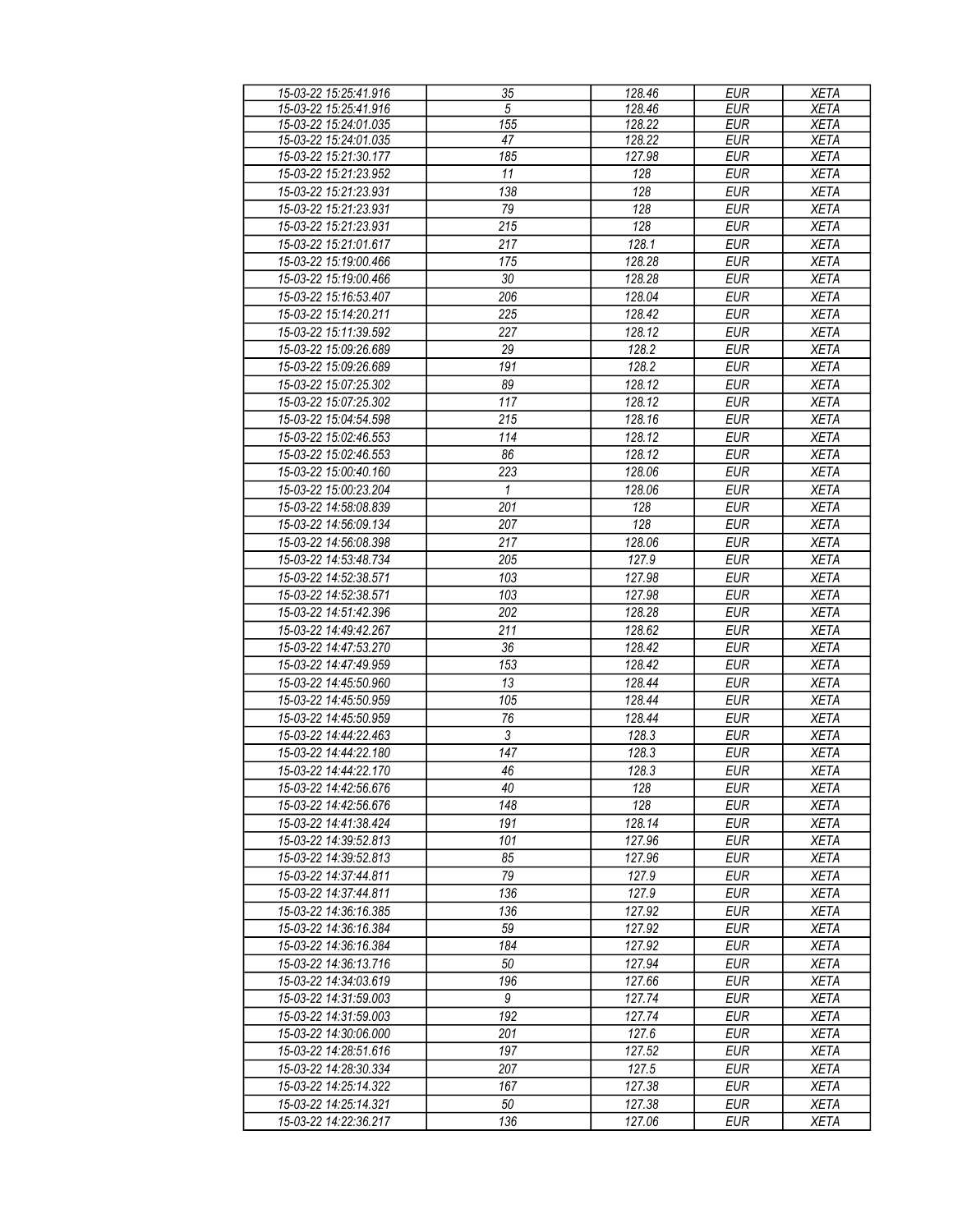| 15-03-22 15:25:41.916 | 35 | 128.46 | EUR | XETA |
|---|---|---|---|---|
| 15-03-22 15:25:41.916 | 5 | 128.46 | EUR | XETA |
| 15-03-22 15:24:01.035 | 155 | 128.22 | EUR | XETA |
| 15-03-22 15:24:01.035 | 47 | 128.22 | EUR | XETA |
| 15-03-22 15:21:30.177 | 185 | 127.98 | EUR | XETA |
| 15-03-22 15:21:23.952 | 11 | 128 | EUR | XETA |
| 15-03-22 15:21:23.931 | 138 | 128 | EUR | XETA |
| 15-03-22 15:21:23.931 | 79 | 128 | EUR | XETA |
| 15-03-22 15:21:23.931 | 215 | 128 | EUR | XETA |
| 15-03-22 15:21:01.617 | 217 | 128.1 | EUR | XETA |
| 15-03-22 15:19:00.466 | 175 | 128.28 | EUR | XETA |
| 15-03-22 15:19:00.466 | 30 | 128.28 | EUR | XETA |
| 15-03-22 15:16:53.407 | 206 | 128.04 | EUR | XETA |
| 15-03-22 15:14:20.211 | 225 | 128.42 | EUR | XETA |
| 15-03-22 15:11:39.592 | 227 | 128.12 | EUR | XETA |
| 15-03-22 15:09:26.689 | 29 | 128.2 | EUR | XETA |
| 15-03-22 15:09:26.689 | 191 | 128.2 | EUR | XETA |
| 15-03-22 15:07:25.302 | 89 | 128.12 | EUR | XETA |
| 15-03-22 15:07:25.302 | 117 | 128.12 | EUR | XETA |
| 15-03-22 15:04:54.598 | 215 | 128.16 | EUR | XETA |
| 15-03-22 15:02:46.553 | 114 | 128.12 | EUR | XETA |
| 15-03-22 15:02:46.553 | 86 | 128.12 | EUR | XETA |
| 15-03-22 15:00:40.160 | 223 | 128.06 | EUR | XETA |
| 15-03-22 15:00:23.204 | 1 | 128.06 | EUR | XETA |
| 15-03-22 14:58:08.839 | 201 | 128 | EUR | XETA |
| 15-03-22 14:56:09.134 | 207 | 128 | EUR | XETA |
| 15-03-22 14:56:08.398 | 217 | 128.06 | EUR | XETA |
| 15-03-22 14:53:48.734 | 205 | 127.9 | EUR | XETA |
| 15-03-22 14:52:38.571 | 103 | 127.98 | EUR | XETA |
| 15-03-22 14:52:38.571 | 103 | 127.98 | EUR | XETA |
| 15-03-22 14:51:42.396 | 202 | 128.28 | EUR | XETA |
| 15-03-22 14:49:42.267 | 211 | 128.62 | EUR | XETA |
| 15-03-22 14:47:53.270 | 36 | 128.42 | EUR | XETA |
| 15-03-22 14:47:49.959 | 153 | 128.42 | EUR | XETA |
| 15-03-22 14:45:50.960 | 13 | 128.44 | EUR | XETA |
| 15-03-22 14:45:50.959 | 105 | 128.44 | EUR | XETA |
| 15-03-22 14:45:50.959 | 76 | 128.44 | EUR | XETA |
| 15-03-22 14:44:22.463 | 3 | 128.3 | EUR | XETA |
| 15-03-22 14:44:22.180 | 147 | 128.3 | EUR | XETA |
| 15-03-22 14:44:22.170 | 46 | 128.3 | EUR | XETA |
| 15-03-22 14:42:56.676 | 40 | 128 | EUR | XETA |
| 15-03-22 14:42:56.676 | 148 | 128 | EUR | XETA |
| 15-03-22 14:41:38.424 | 191 | 128.14 | EUR | XETA |
| 15-03-22 14:39:52.813 | 101 | 127.96 | EUR | XETA |
| 15-03-22 14:39:52.813 | 85 | 127.96 | EUR | XETA |
| 15-03-22 14:37:44.811 | 79 | 127.9 | EUR | XETA |
| 15-03-22 14:37:44.811 | 136 | 127.9 | EUR | XETA |
| 15-03-22 14:36:16.385 | 136 | 127.92 | EUR | XETA |
| 15-03-22 14:36:16.384 | 59 | 127.92 | EUR | XETA |
| 15-03-22 14:36:16.384 | 184 | 127.92 | EUR | XETA |
| 15-03-22 14:36:13.716 | 50 | 127.94 | EUR | XETA |
| 15-03-22 14:34:03.619 | 196 | 127.66 | EUR | XETA |
| 15-03-22 14:31:59.003 | 9 | 127.74 | EUR | XETA |
| 15-03-22 14:31:59.003 | 192 | 127.74 | EUR | XETA |
| 15-03-22 14:30:06.000 | 201 | 127.6 | EUR | XETA |
| 15-03-22 14:28:51.616 | 197 | 127.52 | EUR | XETA |
| 15-03-22 14:28:30.334 | 207 | 127.5 | EUR | XETA |
| 15-03-22 14:25:14.322 | 167 | 127.38 | EUR | XETA |
| 15-03-22 14:25:14.321 | 50 | 127.38 | EUR | XETA |
| 15-03-22 14:22:36.217 | 136 | 127.06 | EUR | XETA |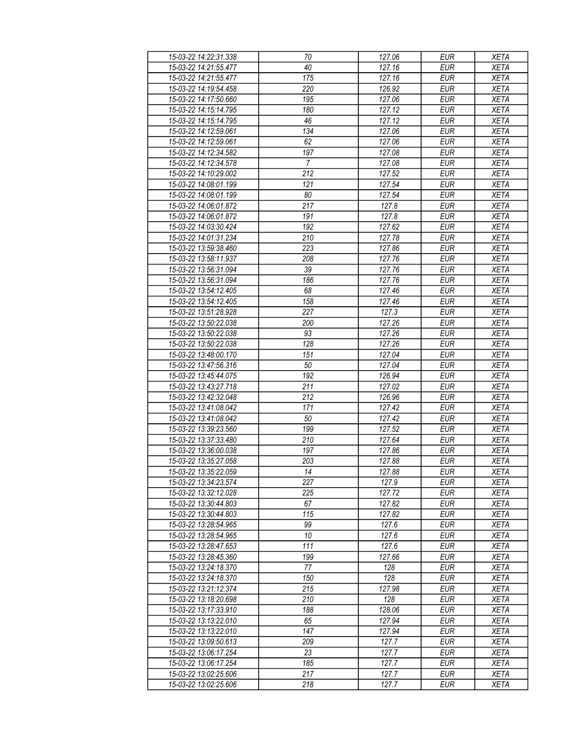| 15-03-22 14:22:31.338 | 70 | 127.06 | EUR | XETA |
|---|---|---|---|---|
| 15-03-22 14:21:55.477 | 40 | 127.16 | EUR | XETA |
| 15-03-22 14:21:55.477 | 175 | 127.16 | EUR | XETA |
| 15-03-22 14:19:54.458 | 220 | 126.92 | EUR | XETA |
| 15-03-22 14:17:50.660 | 195 | 127.06 | EUR | XETA |
| 15-03-22 14:15:14.795 | 180 | 127.12 | EUR | XETA |
| 15-03-22 14:15:14.795 | 46 | 127.12 | EUR | XETA |
| 15-03-22 14:12:59.061 | 134 | 127.06 | EUR | XETA |
| 15-03-22 14:12:59.061 | 62 | 127.06 | EUR | XETA |
| 15-03-22 14:12:34.582 | 197 | 127.08 | EUR | XETA |
| 15-03-22 14:12:34.578 | 7 | 127.08 | EUR | XETA |
| 15-03-22 14:10:29.002 | 212 | 127.52 | EUR | XETA |
| 15-03-22 14:08:01.199 | 121 | 127.54 | EUR | XETA |
| 15-03-22 14:08:01.199 | 80 | 127.54 | EUR | XETA |
| 15-03-22 14:06:01.872 | 217 | 127.8 | EUR | XETA |
| 15-03-22 14:06:01.872 | 191 | 127.8 | EUR | XETA |
| 15-03-22 14:03:30.424 | 192 | 127.62 | EUR | XETA |
| 15-03-22 14:01:31.234 | 210 | 127.78 | EUR | XETA |
| 15-03-22 13:59:38.460 | 223 | 127.86 | EUR | XETA |
| 15-03-22 13:58:11.937 | 208 | 127.76 | EUR | XETA |
| 15-03-22 13:56:31.094 | 39 | 127.76 | EUR | XETA |
| 15-03-22 13:56:31.094 | 186 | 127.76 | EUR | XETA |
| 15-03-22 13:54:12.405 | 68 | 127.46 | EUR | XETA |
| 15-03-22 13:54:12.405 | 158 | 127.46 | EUR | XETA |
| 15-03-22 13:51:28.928 | 227 | 127.3 | EUR | XETA |
| 15-03-22 13:50:22.038 | 200 | 127.26 | EUR | XETA |
| 15-03-22 13:50:22.038 | 93 | 127.26 | EUR | XETA |
| 15-03-22 13:50:22.038 | 128 | 127.26 | EUR | XETA |
| 15-03-22 13:48:00.170 | 151 | 127.04 | EUR | XETA |
| 15-03-22 13:47:56.316 | 50 | 127.04 | EUR | XETA |
| 15-03-22 13:45:44.075 | 192 | 126.94 | EUR | XETA |
| 15-03-22 13:43:27.718 | 211 | 127.02 | EUR | XETA |
| 15-03-22 13:42:32.048 | 212 | 126.96 | EUR | XETA |
| 15-03-22 13:41:08.042 | 171 | 127.42 | EUR | XETA |
| 15-03-22 13:41:08.042 | 50 | 127.42 | EUR | XETA |
| 15-03-22 13:39:23.560 | 199 | 127.52 | EUR | XETA |
| 15-03-22 13:37:33.480 | 210 | 127.64 | EUR | XETA |
| 15-03-22 13:36:00.038 | 197 | 127.86 | EUR | XETA |
| 15-03-22 13:35:27.058 | 203 | 127.88 | EUR | XETA |
| 15-03-22 13:35:22.059 | 14 | 127.88 | EUR | XETA |
| 15-03-22 13:34:23.574 | 227 | 127.9 | EUR | XETA |
| 15-03-22 13:32:12.028 | 225 | 127.72 | EUR | XETA |
| 15-03-22 13:30:44.803 | 67 | 127.82 | EUR | XETA |
| 15-03-22 13:30:44.803 | 115 | 127.82 | EUR | XETA |
| 15-03-22 13:28:54.965 | 99 | 127.6 | EUR | XETA |
| 15-03-22 13:28:54.965 | 10 | 127.6 | EUR | XETA |
| 15-03-22 13:28:47.653 | 111 | 127.6 | EUR | XETA |
| 15-03-22 13:28:45.360 | 199 | 127.66 | EUR | XETA |
| 15-03-22 13:24:18.370 | 77 | 128 | EUR | XETA |
| 15-03-22 13:24:18.370 | 150 | 128 | EUR | XETA |
| 15-03-22 13:21:12.374 | 215 | 127.98 | EUR | XETA |
| 15-03-22 13:18:20.698 | 210 | 128 | EUR | XETA |
| 15-03-22 13:17:33.910 | 188 | 128.06 | EUR | XETA |
| 15-03-22 13:13:22.010 | 65 | 127.94 | EUR | XETA |
| 15-03-22 13:13:22.010 | 147 | 127.94 | EUR | XETA |
| 15-03-22 13:09:50.613 | 209 | 127.7 | EUR | XETA |
| 15-03-22 13:06:17.254 | 23 | 127.7 | EUR | XETA |
| 15-03-22 13:06:17.254 | 185 | 127.7 | EUR | XETA |
| 15-03-22 13:02:25.606 | 217 | 127.7 | EUR | XETA |
| 15-03-22 13:02:25.606 | 218 | 127.7 | EUR | XETA |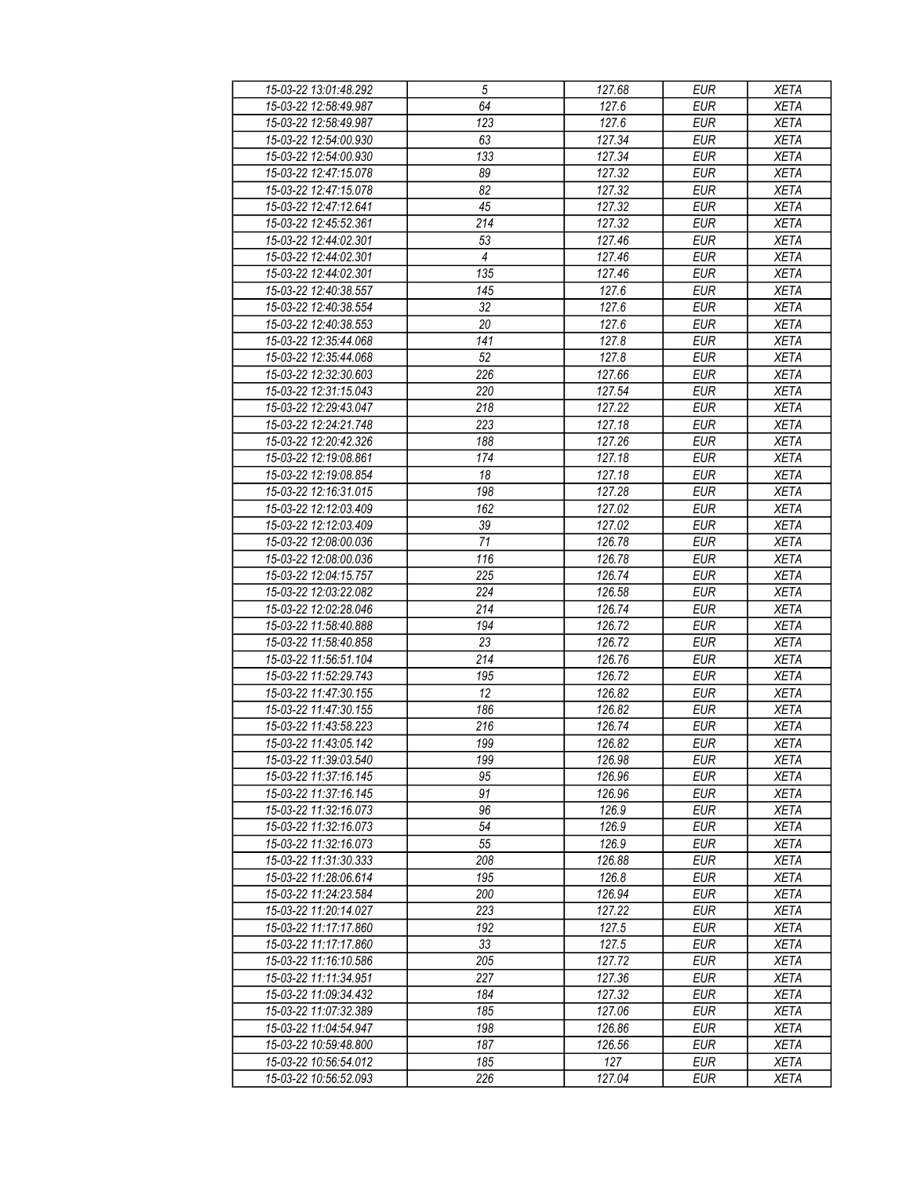| 15-03-22 13:01:48.292 | 5 | 127.68 | EUR | XETA |
|---|---|---|---|---|
| 15-03-22 12:58:49.987 | 64 | 127.6 | EUR | XETA |
| 15-03-22 12:58:49.987 | 123 | 127.6 | EUR | XETA |
| 15-03-22 12:54:00.930 | 63 | 127.34 | EUR | XETA |
| 15-03-22 12:54:00.930 | 133 | 127.34 | EUR | XETA |
| 15-03-22 12:47:15.078 | 89 | 127.32 | EUR | XETA |
| 15-03-22 12:47:15.078 | 82 | 127.32 | EUR | XETA |
| 15-03-22 12:47:12.641 | 45 | 127.32 | EUR | XETA |
| 15-03-22 12:45:52.361 | 214 | 127.32 | EUR | XETA |
| 15-03-22 12:44:02.301 | 53 | 127.46 | EUR | XETA |
| 15-03-22 12:44:02.301 | 4 | 127.46 | EUR | XETA |
| 15-03-22 12:44:02.301 | 135 | 127.46 | EUR | XETA |
| 15-03-22 12:40:38.557 | 145 | 127.6 | EUR | XETA |
| 15-03-22 12:40:38.554 | 32 | 127.6 | EUR | XETA |
| 15-03-22 12:40:38.553 | 20 | 127.6 | EUR | XETA |
| 15-03-22 12:35:44.068 | 141 | 127.8 | EUR | XETA |
| 15-03-22 12:35:44.068 | 52 | 127.8 | EUR | XETA |
| 15-03-22 12:32:30.603 | 226 | 127.66 | EUR | XETA |
| 15-03-22 12:31:15.043 | 220 | 127.54 | EUR | XETA |
| 15-03-22 12:29:43.047 | 218 | 127.22 | EUR | XETA |
| 15-03-22 12:24:21.748 | 223 | 127.18 | EUR | XETA |
| 15-03-22 12:20:42.326 | 188 | 127.26 | EUR | XETA |
| 15-03-22 12:19:08.861 | 174 | 127.18 | EUR | XETA |
| 15-03-22 12:19:08.854 | 18 | 127.18 | EUR | XETA |
| 15-03-22 12:16:31.015 | 198 | 127.28 | EUR | XETA |
| 15-03-22 12:12:03.409 | 162 | 127.02 | EUR | XETA |
| 15-03-22 12:12:03.409 | 39 | 127.02 | EUR | XETA |
| 15-03-22 12:08:00.036 | 71 | 126.78 | EUR | XETA |
| 15-03-22 12:08:00.036 | 116 | 126.78 | EUR | XETA |
| 15-03-22 12:04:15.757 | 225 | 126.74 | EUR | XETA |
| 15-03-22 12:03:22.082 | 224 | 126.58 | EUR | XETA |
| 15-03-22 12:02:28.046 | 214 | 126.74 | EUR | XETA |
| 15-03-22 11:58:40.888 | 194 | 126.72 | EUR | XETA |
| 15-03-22 11:58:40.858 | 23 | 126.72 | EUR | XETA |
| 15-03-22 11:56:51.104 | 214 | 126.76 | EUR | XETA |
| 15-03-22 11:52:29.743 | 195 | 126.72 | EUR | XETA |
| 15-03-22 11:47:30.155 | 12 | 126.82 | EUR | XETA |
| 15-03-22 11:47:30.155 | 186 | 126.82 | EUR | XETA |
| 15-03-22 11:43:58.223 | 216 | 126.74 | EUR | XETA |
| 15-03-22 11:43:05.142 | 199 | 126.82 | EUR | XETA |
| 15-03-22 11:39:03.540 | 199 | 126.98 | EUR | XETA |
| 15-03-22 11:37:16.145 | 95 | 126.96 | EUR | XETA |
| 15-03-22 11:37:16.145 | 91 | 126.96 | EUR | XETA |
| 15-03-22 11:32:16.073 | 96 | 126.9 | EUR | XETA |
| 15-03-22 11:32:16.073 | 54 | 126.9 | EUR | XETA |
| 15-03-22 11:32:16.073 | 55 | 126.9 | EUR | XETA |
| 15-03-22 11:31:30.333 | 208 | 126.88 | EUR | XETA |
| 15-03-22 11:28:06.614 | 195 | 126.8 | EUR | XETA |
| 15-03-22 11:24:23.584 | 200 | 126.94 | EUR | XETA |
| 15-03-22 11:20:14.027 | 223 | 127.22 | EUR | XETA |
| 15-03-22 11:17:17.860 | 192 | 127.5 | EUR | XETA |
| 15-03-22 11:17:17.860 | 33 | 127.5 | EUR | XETA |
| 15-03-22 11:16:10.586 | 205 | 127.72 | EUR | XETA |
| 15-03-22 11:11:34.951 | 227 | 127.36 | EUR | XETA |
| 15-03-22 11:09:34.432 | 184 | 127.32 | EUR | XETA |
| 15-03-22 11:07:32.389 | 185 | 127.06 | EUR | XETA |
| 15-03-22 11:04:54.947 | 198 | 126.86 | EUR | XETA |
| 15-03-22 10:59:48.800 | 187 | 126.56 | EUR | XETA |
| 15-03-22 10:56:54.012 | 185 | 127 | EUR | XETA |
| 15-03-22 10:56:52.093 | 226 | 127.04 | EUR | XETA |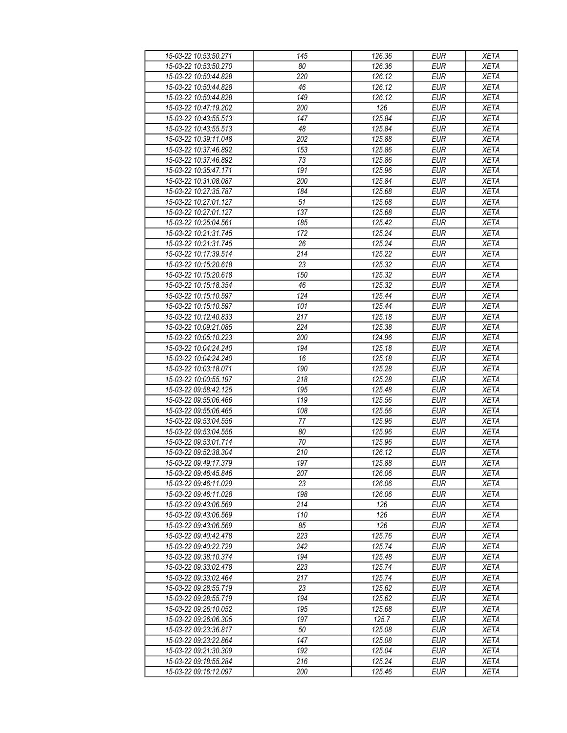| 15-03-22 10:53:50.271 | 145 | 126.36 | EUR | XETA |
|---|---|---|---|---|
| 15-03-22 10:53:50.270 | 80 | 126.36 | EUR | XETA |
| 15-03-22 10:50:44.828 | 220 | 126.12 | EUR | XETA |
| 15-03-22 10:50:44.828 | 46 | 126.12 | EUR | XETA |
| 15-03-22 10:50:44.828 | 149 | 126.12 | EUR | XETA |
| 15-03-22 10:47:19.202 | 200 | 126 | EUR | XETA |
| 15-03-22 10:43:55.513 | 147 | 125.84 | EUR | XETA |
| 15-03-22 10:43:55.513 | 48 | 125.84 | EUR | XETA |
| 15-03-22 10:39:11.048 | 202 | 125.88 | EUR | XETA |
| 15-03-22 10:37:46.892 | 153 | 125.86 | EUR | XETA |
| 15-03-22 10:37:46.892 | 73 | 125.86 | EUR | XETA |
| 15-03-22 10:35:47.171 | 191 | 125.96 | EUR | XETA |
| 15-03-22 10:31:08.087 | 200 | 125.84 | EUR | XETA |
| 15-03-22 10:27:35.787 | 184 | 125.68 | EUR | XETA |
| 15-03-22 10:27:01.127 | 51 | 125.68 | EUR | XETA |
| 15-03-22 10:27:01.127 | 137 | 125.68 | EUR | XETA |
| 15-03-22 10:25:04.561 | 185 | 125.42 | EUR | XETA |
| 15-03-22 10:21:31.745 | 172 | 125.24 | EUR | XETA |
| 15-03-22 10:21:31.745 | 26 | 125.24 | EUR | XETA |
| 15-03-22 10:17:39.514 | 214 | 125.22 | EUR | XETA |
| 15-03-22 10:15:20.618 | 23 | 125.32 | EUR | XETA |
| 15-03-22 10:15:20.618 | 150 | 125.32 | EUR | XETA |
| 15-03-22 10:15:18.354 | 46 | 125.32 | EUR | XETA |
| 15-03-22 10:15:10.597 | 124 | 125.44 | EUR | XETA |
| 15-03-22 10:15:10.597 | 101 | 125.44 | EUR | XETA |
| 15-03-22 10:12:40.833 | 217 | 125.18 | EUR | XETA |
| 15-03-22 10:09:21.085 | 224 | 125.38 | EUR | XETA |
| 15-03-22 10:05:10.223 | 200 | 124.96 | EUR | XETA |
| 15-03-22 10:04:24.240 | 194 | 125.18 | EUR | XETA |
| 15-03-22 10:04:24.240 | 16 | 125.18 | EUR | XETA |
| 15-03-22 10:03:18.071 | 190 | 125.28 | EUR | XETA |
| 15-03-22 10:00:55.197 | 218 | 125.28 | EUR | XETA |
| 15-03-22 09:58:42.125 | 195 | 125.48 | EUR | XETA |
| 15-03-22 09:55:06.466 | 119 | 125.56 | EUR | XETA |
| 15-03-22 09:55:06.465 | 108 | 125.56 | EUR | XETA |
| 15-03-22 09:53:04.556 | 77 | 125.96 | EUR | XETA |
| 15-03-22 09:53:04.556 | 80 | 125.96 | EUR | XETA |
| 15-03-22 09:53:01.714 | 70 | 125.96 | EUR | XETA |
| 15-03-22 09:52:38.304 | 210 | 126.12 | EUR | XETA |
| 15-03-22 09:49:17.379 | 197 | 125.88 | EUR | XETA |
| 15-03-22 09:46:45.846 | 207 | 126.06 | EUR | XETA |
| 15-03-22 09:46:11.029 | 23 | 126.06 | EUR | XETA |
| 15-03-22 09:46:11.028 | 198 | 126.06 | EUR | XETA |
| 15-03-22 09:43:06.569 | 214 | 126 | EUR | XETA |
| 15-03-22 09:43:06.569 | 110 | 126 | EUR | XETA |
| 15-03-22 09:43:06.569 | 85 | 126 | EUR | XETA |
| 15-03-22 09:40:42.478 | 223 | 125.76 | EUR | XETA |
| 15-03-22 09:40:22.729 | 242 | 125.74 | EUR | XETA |
| 15-03-22 09:38:10.374 | 194 | 125.48 | EUR | XETA |
| 15-03-22 09:33:02.478 | 223 | 125.74 | EUR | XETA |
| 15-03-22 09:33:02.464 | 217 | 125.74 | EUR | XETA |
| 15-03-22 09:28:55.719 | 23 | 125.62 | EUR | XETA |
| 15-03-22 09:28:55.719 | 194 | 125.62 | EUR | XETA |
| 15-03-22 09:26:10.052 | 195 | 125.68 | EUR | XETA |
| 15-03-22 09:26:06.305 | 197 | 125.7 | EUR | XETA |
| 15-03-22 09:23:36.817 | 50 | 125.08 | EUR | XETA |
| 15-03-22 09:23:22.864 | 147 | 125.08 | EUR | XETA |
| 15-03-22 09:21:30.309 | 192 | 125.04 | EUR | XETA |
| 15-03-22 09:18:55.284 | 216 | 125.24 | EUR | XETA |
| 15-03-22 09:16:12.097 | 200 | 125.46 | EUR | XETA |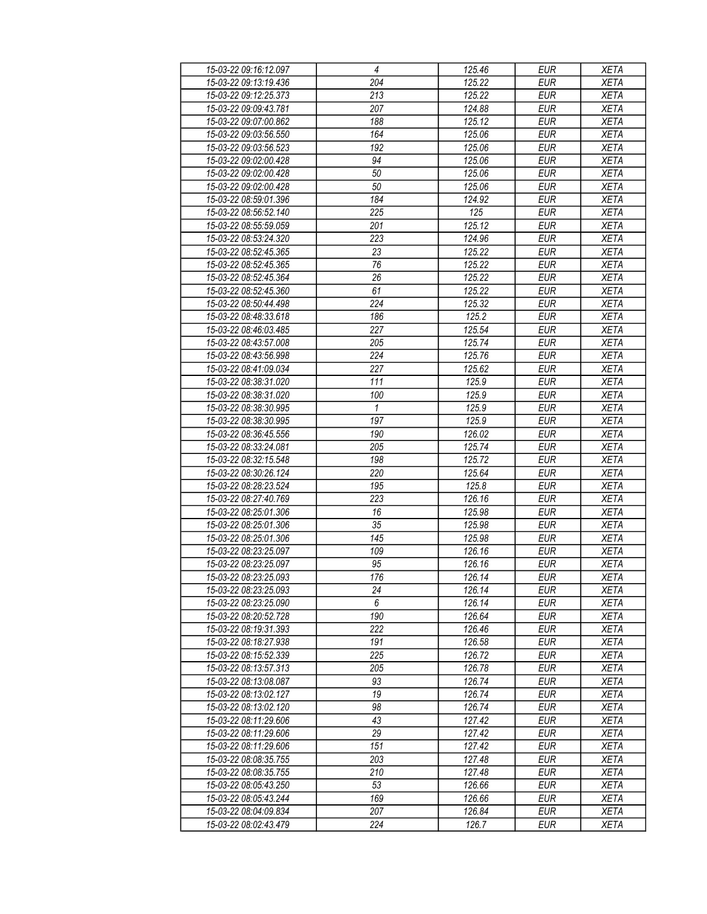| 15-03-22 09:16:12.097 | 4 | 125.46 | EUR | XETA |
|---|---|---|---|---|
| 15-03-22 09:13:19.436 | 204 | 125.22 | EUR | XETA |
| 15-03-22 09:12:25.373 | 213 | 125.22 | EUR | XETA |
| 15-03-22 09:09:43.781 | 207 | 124.88 | EUR | XETA |
| 15-03-22 09:07:00.862 | 188 | 125.12 | EUR | XETA |
| 15-03-22 09:03:56.550 | 164 | 125.06 | EUR | XETA |
| 15-03-22 09:03:56.523 | 192 | 125.06 | EUR | XETA |
| 15-03-22 09:02:00.428 | 94 | 125.06 | EUR | XETA |
| 15-03-22 09:02:00.428 | 50 | 125.06 | EUR | XETA |
| 15-03-22 09:02:00.428 | 50 | 125.06 | EUR | XETA |
| 15-03-22 08:59:01.396 | 184 | 124.92 | EUR | XETA |
| 15-03-22 08:56:52.140 | 225 | 125 | EUR | XETA |
| 15-03-22 08:55:59.059 | 201 | 125.12 | EUR | XETA |
| 15-03-22 08:53:24.320 | 223 | 124.96 | EUR | XETA |
| 15-03-22 08:52:45.365 | 23 | 125.22 | EUR | XETA |
| 15-03-22 08:52:45.365 | 76 | 125.22 | EUR | XETA |
| 15-03-22 08:52:45.364 | 26 | 125.22 | EUR | XETA |
| 15-03-22 08:52:45.360 | 61 | 125.22 | EUR | XETA |
| 15-03-22 08:50:44.498 | 224 | 125.32 | EUR | XETA |
| 15-03-22 08:48:33.618 | 186 | 125.2 | EUR | XETA |
| 15-03-22 08:46:03.485 | 227 | 125.54 | EUR | XETA |
| 15-03-22 08:43:57.008 | 205 | 125.74 | EUR | XETA |
| 15-03-22 08:43:56.998 | 224 | 125.76 | EUR | XETA |
| 15-03-22 08:41:09.034 | 227 | 125.62 | EUR | XETA |
| 15-03-22 08:38:31.020 | 111 | 125.9 | EUR | XETA |
| 15-03-22 08:38:31.020 | 100 | 125.9 | EUR | XETA |
| 15-03-22 08:38:30.995 | 1 | 125.9 | EUR | XETA |
| 15-03-22 08:38:30.995 | 197 | 125.9 | EUR | XETA |
| 15-03-22 08:36:45.556 | 190 | 126.02 | EUR | XETA |
| 15-03-22 08:33:24.081 | 205 | 125.74 | EUR | XETA |
| 15-03-22 08:32:15.548 | 198 | 125.72 | EUR | XETA |
| 15-03-22 08:30:26.124 | 220 | 125.64 | EUR | XETA |
| 15-03-22 08:28:23.524 | 195 | 125.8 | EUR | XETA |
| 15-03-22 08:27:40.769 | 223 | 126.16 | EUR | XETA |
| 15-03-22 08:25:01.306 | 16 | 125.98 | EUR | XETA |
| 15-03-22 08:25:01.306 | 35 | 125.98 | EUR | XETA |
| 15-03-22 08:25:01.306 | 145 | 125.98 | EUR | XETA |
| 15-03-22 08:23:25.097 | 109 | 126.16 | EUR | XETA |
| 15-03-22 08:23:25.097 | 95 | 126.16 | EUR | XETA |
| 15-03-22 08:23:25.093 | 176 | 126.14 | EUR | XETA |
| 15-03-22 08:23:25.093 | 24 | 126.14 | EUR | XETA |
| 15-03-22 08:23:25.090 | 6 | 126.14 | EUR | XETA |
| 15-03-22 08:20:52.728 | 190 | 126.64 | EUR | XETA |
| 15-03-22 08:19:31.393 | 222 | 126.46 | EUR | XETA |
| 15-03-22 08:18:27.938 | 191 | 126.58 | EUR | XETA |
| 15-03-22 08:15:52.339 | 225 | 126.72 | EUR | XETA |
| 15-03-22 08:13:57.313 | 205 | 126.78 | EUR | XETA |
| 15-03-22 08:13:08.087 | 93 | 126.74 | EUR | XETA |
| 15-03-22 08:13:02.127 | 19 | 126.74 | EUR | XETA |
| 15-03-22 08:13:02.120 | 98 | 126.74 | EUR | XETA |
| 15-03-22 08:11:29.606 | 43 | 127.42 | EUR | XETA |
| 15-03-22 08:11:29.606 | 29 | 127.42 | EUR | XETA |
| 15-03-22 08:11:29.606 | 151 | 127.42 | EUR | XETA |
| 15-03-22 08:08:35.755 | 203 | 127.48 | EUR | XETA |
| 15-03-22 08:08:35.755 | 210 | 127.48 | EUR | XETA |
| 15-03-22 08:05:43.250 | 53 | 126.66 | EUR | XETA |
| 15-03-22 08:05:43.244 | 169 | 126.66 | EUR | XETA |
| 15-03-22 08:04:09.834 | 207 | 126.84 | EUR | XETA |
| 15-03-22 08:02:43.479 | 224 | 126.7 | EUR | XETA |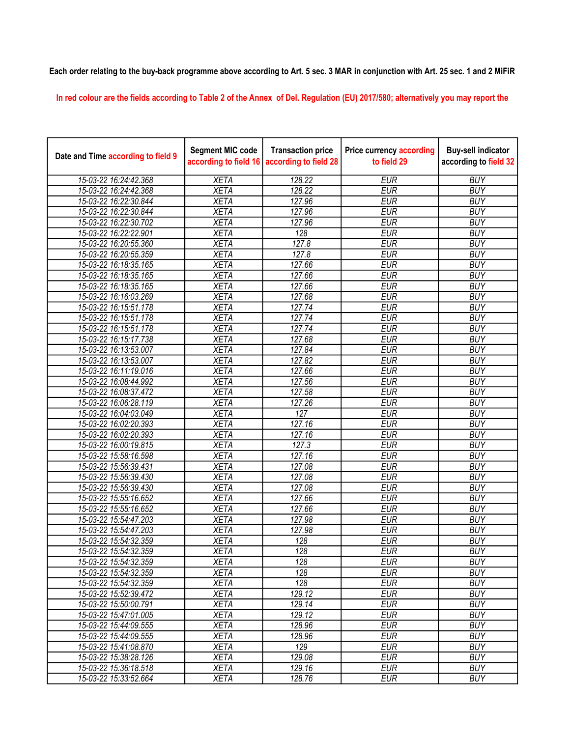Each order relating to the buy-back programme above according to Art. 5 sec. 3 MAR in conjunction with Art. 25 sec. 1 and 2 MiFiR

In red colour are the fields according to Table 2 of the Annex of Del. Regulation (EU) 2017/580; alternatively you may report the

| Date and Time according to field 9 | Segment MIC code according to field 16 | Transaction price according to field 28 | Price currency according to field 29 | Buy-sell indicator according to field 32 |
|---|---|---|---|---|
| 15-03-22 16:24:42.368 | XETA | 128.22 | EUR | BUY |
| 15-03-22 16:24:42.368 | XETA | 128.22 | EUR | BUY |
| 15-03-22 16:22:30.844 | XETA | 127.96 | EUR | BUY |
| 15-03-22 16:22:30.844 | XETA | 127.96 | EUR | BUY |
| 15-03-22 16:22:30.702 | XETA | 127.96 | EUR | BUY |
| 15-03-22 16:22:22.901 | XETA | 128 | EUR | BUY |
| 15-03-22 16:20:55.360 | XETA | 127.8 | EUR | BUY |
| 15-03-22 16:20:55.359 | XETA | 127.8 | EUR | BUY |
| 15-03-22 16:18:35.165 | XETA | 127.66 | EUR | BUY |
| 15-03-22 16:18:35.165 | XETA | 127.66 | EUR | BUY |
| 15-03-22 16:18:35.165 | XETA | 127.66 | EUR | BUY |
| 15-03-22 16:16:03.269 | XETA | 127.68 | EUR | BUY |
| 15-03-22 16:15:51.178 | XETA | 127.74 | EUR | BUY |
| 15-03-22 16:15:51.178 | XETA | 127.74 | EUR | BUY |
| 15-03-22 16:15:51.178 | XETA | 127.74 | EUR | BUY |
| 15-03-22 16:15:17.738 | XETA | 127.68 | EUR | BUY |
| 15-03-22 16:13:53.007 | XETA | 127.84 | EUR | BUY |
| 15-03-22 16:13:53.007 | XETA | 127.82 | EUR | BUY |
| 15-03-22 16:11:19.016 | XETA | 127.66 | EUR | BUY |
| 15-03-22 16:08:44.992 | XETA | 127.56 | EUR | BUY |
| 15-03-22 16:08:37.472 | XETA | 127.58 | EUR | BUY |
| 15-03-22 16:06:28.119 | XETA | 127.26 | EUR | BUY |
| 15-03-22 16:04:03.049 | XETA | 127 | EUR | BUY |
| 15-03-22 16:02:20.393 | XETA | 127.16 | EUR | BUY |
| 15-03-22 16:02:20.393 | XETA | 127.16 | EUR | BUY |
| 15-03-22 16:00:19.815 | XETA | 127.3 | EUR | BUY |
| 15-03-22 15:58:16.598 | XETA | 127.16 | EUR | BUY |
| 15-03-22 15:56:39.431 | XETA | 127.08 | EUR | BUY |
| 15-03-22 15:56:39.430 | XETA | 127.08 | EUR | BUY |
| 15-03-22 15:56:39.430 | XETA | 127.08 | EUR | BUY |
| 15-03-22 15:55:16.652 | XETA | 127.66 | EUR | BUY |
| 15-03-22 15:55:16.652 | XETA | 127.66 | EUR | BUY |
| 15-03-22 15:54:47.203 | XETA | 127.98 | EUR | BUY |
| 15-03-22 15:54:47.203 | XETA | 127.98 | EUR | BUY |
| 15-03-22 15:54:32.359 | XETA | 128 | EUR | BUY |
| 15-03-22 15:54:32.359 | XETA | 128 | EUR | BUY |
| 15-03-22 15:54:32.359 | XETA | 128 | EUR | BUY |
| 15-03-22 15:54:32.359 | XETA | 128 | EUR | BUY |
| 15-03-22 15:54:32.359 | XETA | 128 | EUR | BUY |
| 15-03-22 15:52:39.472 | XETA | 129.12 | EUR | BUY |
| 15-03-22 15:50:00.791 | XETA | 129.14 | EUR | BUY |
| 15-03-22 15:47:01.005 | XETA | 129.12 | EUR | BUY |
| 15-03-22 15:44:09.555 | XETA | 128.96 | EUR | BUY |
| 15-03-22 15:44:09.555 | XETA | 128.96 | EUR | BUY |
| 15-03-22 15:41:08.870 | XETA | 129 | EUR | BUY |
| 15-03-22 15:38:28.126 | XETA | 129.08 | EUR | BUY |
| 15-03-22 15:36:18.518 | XETA | 129.16 | EUR | BUY |
| 15-03-22 15:33:52.664 | XETA | 128.76 | EUR | BUY |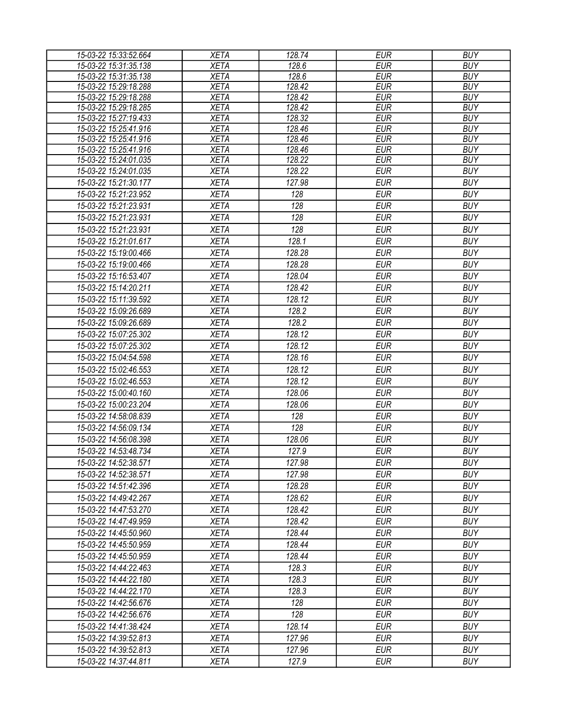| 15-03-22 15:33:52.664 | XETA | 128.74 | EUR | BUY |
|---|---|---|---|---|
| 15-03-22 15:31:35.138 | XETA | 128.6 | EUR | BUY |
| 15-03-22 15:31:35.138 | XETA | 128.6 | EUR | BUY |
| 15-03-22 15:29:18.288 | XETA | 128.42 | EUR | BUY |
| 15-03-22 15:29:18.288 | XETA | 128.42 | EUR | BUY |
| 15-03-22 15:29:18.285 | XETA | 128.42 | EUR | BUY |
| 15-03-22 15:27:19.433 | XETA | 128.32 | EUR | BUY |
| 15-03-22 15:25:41.916 | XETA | 128.46 | EUR | BUY |
| 15-03-22 15:25:41.916 | XETA | 128.46 | EUR | BUY |
| 15-03-22 15:25:41.916 | XETA | 128.46 | EUR | BUY |
| 15-03-22 15:24:01.035 | XETA | 128.22 | EUR | BUY |
| 15-03-22 15:24:01.035 | XETA | 128.22 | EUR | BUY |
| 15-03-22 15:21:30.177 | XETA | 127.98 | EUR | BUY |
| 15-03-22 15:21:23.952 | XETA | 128 | EUR | BUY |
| 15-03-22 15:21:23.931 | XETA | 128 | EUR | BUY |
| 15-03-22 15:21:23.931 | XETA | 128 | EUR | BUY |
| 15-03-22 15:21:23.931 | XETA | 128 | EUR | BUY |
| 15-03-22 15:21:01.617 | XETA | 128.1 | EUR | BUY |
| 15-03-22 15:19:00.466 | XETA | 128.28 | EUR | BUY |
| 15-03-22 15:19:00.466 | XETA | 128.28 | EUR | BUY |
| 15-03-22 15:16:53.407 | XETA | 128.04 | EUR | BUY |
| 15-03-22 15:14:20.211 | XETA | 128.42 | EUR | BUY |
| 15-03-22 15:11:39.592 | XETA | 128.12 | EUR | BUY |
| 15-03-22 15:09:26.689 | XETA | 128.2 | EUR | BUY |
| 15-03-22 15:09:26.689 | XETA | 128.2 | EUR | BUY |
| 15-03-22 15:07:25.302 | XETA | 128.12 | EUR | BUY |
| 15-03-22 15:07:25.302 | XETA | 128.12 | EUR | BUY |
| 15-03-22 15:04:54.598 | XETA | 128.16 | EUR | BUY |
| 15-03-22 15:02:46.553 | XETA | 128.12 | EUR | BUY |
| 15-03-22 15:02:46.553 | XETA | 128.12 | EUR | BUY |
| 15-03-22 15:00:40.160 | XETA | 128.06 | EUR | BUY |
| 15-03-22 15:00:23.204 | XETA | 128.06 | EUR | BUY |
| 15-03-22 14:58:08.839 | XETA | 128 | EUR | BUY |
| 15-03-22 14:56:09.134 | XETA | 128 | EUR | BUY |
| 15-03-22 14:56:08.398 | XETA | 128.06 | EUR | BUY |
| 15-03-22 14:53:48.734 | XETA | 127.9 | EUR | BUY |
| 15-03-22 14:52:38.571 | XETA | 127.98 | EUR | BUY |
| 15-03-22 14:52:38.571 | XETA | 127.98 | EUR | BUY |
| 15-03-22 14:51:42.396 | XETA | 128.28 | EUR | BUY |
| 15-03-22 14:49:42.267 | XETA | 128.62 | EUR | BUY |
| 15-03-22 14:47:53.270 | XETA | 128.42 | EUR | BUY |
| 15-03-22 14:47:49.959 | XETA | 128.42 | EUR | BUY |
| 15-03-22 14:45:50.960 | XETA | 128.44 | EUR | BUY |
| 15-03-22 14:45:50.959 | XETA | 128.44 | EUR | BUY |
| 15-03-22 14:45:50.959 | XETA | 128.44 | EUR | BUY |
| 15-03-22 14:44:22.463 | XETA | 128.3 | EUR | BUY |
| 15-03-22 14:44:22.180 | XETA | 128.3 | EUR | BUY |
| 15-03-22 14:44:22.170 | XETA | 128.3 | EUR | BUY |
| 15-03-22 14:42:56.676 | XETA | 128 | EUR | BUY |
| 15-03-22 14:42:56.676 | XETA | 128 | EUR | BUY |
| 15-03-22 14:41:38.424 | XETA | 128.14 | EUR | BUY |
| 15-03-22 14:39:52.813 | XETA | 127.96 | EUR | BUY |
| 15-03-22 14:39:52.813 | XETA | 127.96 | EUR | BUY |
| 15-03-22 14:37:44.811 | XETA | 127.9 | EUR | BUY |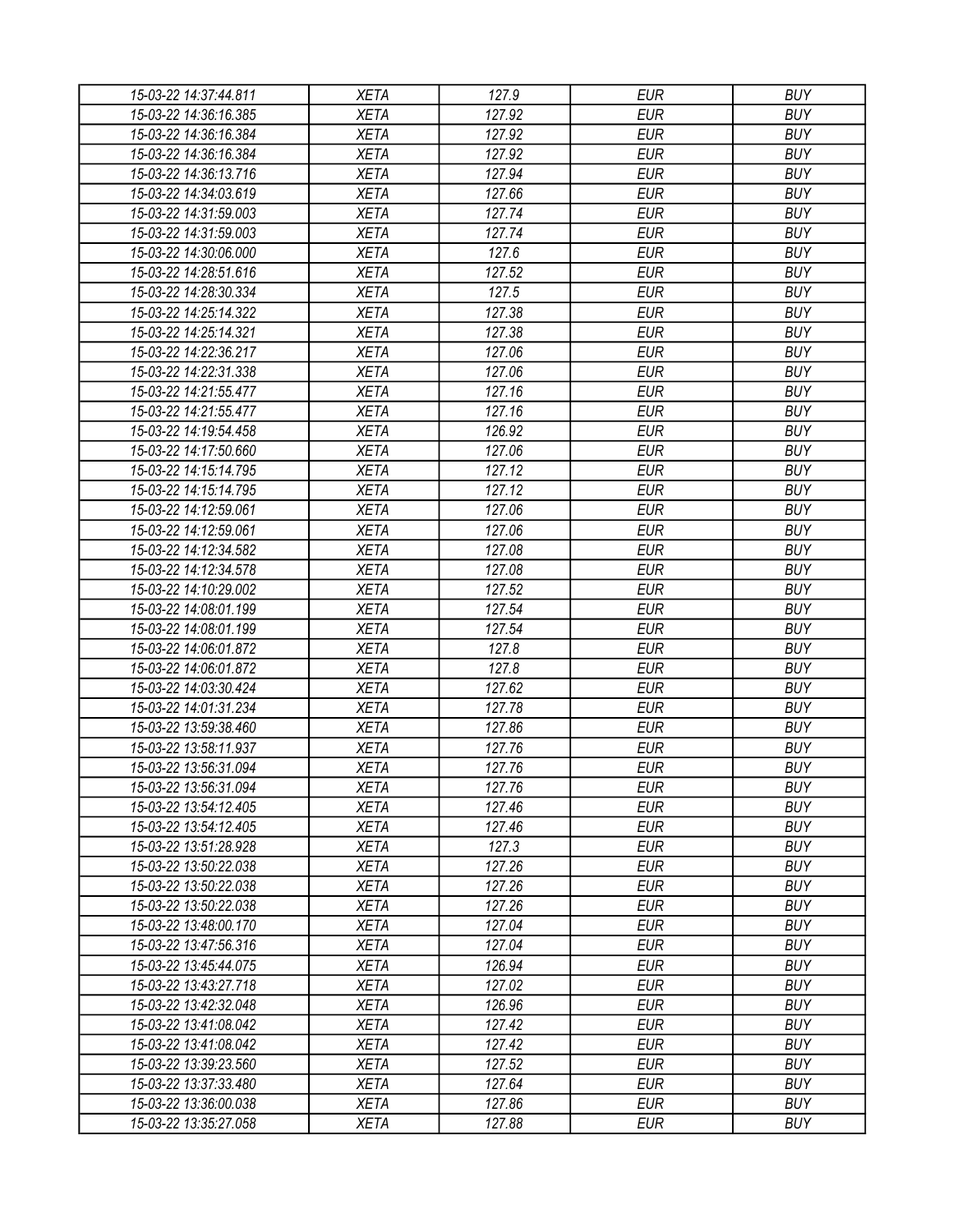| 15-03-22 14:37:44.811 | XETA | 127.9 | EUR | BUY |
|---|---|---|---|---|
| 15-03-22 14:36:16.385 | XETA | 127.92 | EUR | BUY |
| 15-03-22 14:36:16.384 | XETA | 127.92 | EUR | BUY |
| 15-03-22 14:36:16.384 | XETA | 127.92 | EUR | BUY |
| 15-03-22 14:36:13.716 | XETA | 127.94 | EUR | BUY |
| 15-03-22 14:34:03.619 | XETA | 127.66 | EUR | BUY |
| 15-03-22 14:31:59.003 | XETA | 127.74 | EUR | BUY |
| 15-03-22 14:31:59.003 | XETA | 127.74 | EUR | BUY |
| 15-03-22 14:30:06.000 | XETA | 127.6 | EUR | BUY |
| 15-03-22 14:28:51.616 | XETA | 127.52 | EUR | BUY |
| 15-03-22 14:28:30.334 | XETA | 127.5 | EUR | BUY |
| 15-03-22 14:25:14.322 | XETA | 127.38 | EUR | BUY |
| 15-03-22 14:25:14.321 | XETA | 127.38 | EUR | BUY |
| 15-03-22 14:22:36.217 | XETA | 127.06 | EUR | BUY |
| 15-03-22 14:22:31.338 | XETA | 127.06 | EUR | BUY |
| 15-03-22 14:21:55.477 | XETA | 127.16 | EUR | BUY |
| 15-03-22 14:21:55.477 | XETA | 127.16 | EUR | BUY |
| 15-03-22 14:19:54.458 | XETA | 126.92 | EUR | BUY |
| 15-03-22 14:17:50.660 | XETA | 127.06 | EUR | BUY |
| 15-03-22 14:15:14.795 | XETA | 127.12 | EUR | BUY |
| 15-03-22 14:15:14.795 | XETA | 127.12 | EUR | BUY |
| 15-03-22 14:12:59.061 | XETA | 127.06 | EUR | BUY |
| 15-03-22 14:12:59.061 | XETA | 127.06 | EUR | BUY |
| 15-03-22 14:12:34.582 | XETA | 127.08 | EUR | BUY |
| 15-03-22 14:12:34.578 | XETA | 127.08 | EUR | BUY |
| 15-03-22 14:10:29.002 | XETA | 127.52 | EUR | BUY |
| 15-03-22 14:08:01.199 | XETA | 127.54 | EUR | BUY |
| 15-03-22 14:08:01.199 | XETA | 127.54 | EUR | BUY |
| 15-03-22 14:06:01.872 | XETA | 127.8 | EUR | BUY |
| 15-03-22 14:06:01.872 | XETA | 127.8 | EUR | BUY |
| 15-03-22 14:03:30.424 | XETA | 127.62 | EUR | BUY |
| 15-03-22 14:01:31.234 | XETA | 127.78 | EUR | BUY |
| 15-03-22 13:59:38.460 | XETA | 127.86 | EUR | BUY |
| 15-03-22 13:58:11.937 | XETA | 127.76 | EUR | BUY |
| 15-03-22 13:56:31.094 | XETA | 127.76 | EUR | BUY |
| 15-03-22 13:56:31.094 | XETA | 127.76 | EUR | BUY |
| 15-03-22 13:54:12.405 | XETA | 127.46 | EUR | BUY |
| 15-03-22 13:54:12.405 | XETA | 127.46 | EUR | BUY |
| 15-03-22 13:51:28.928 | XETA | 127.3 | EUR | BUY |
| 15-03-22 13:50:22.038 | XETA | 127.26 | EUR | BUY |
| 15-03-22 13:50:22.038 | XETA | 127.26 | EUR | BUY |
| 15-03-22 13:50:22.038 | XETA | 127.26 | EUR | BUY |
| 15-03-22 13:48:00.170 | XETA | 127.04 | EUR | BUY |
| 15-03-22 13:47:56.316 | XETA | 127.04 | EUR | BUY |
| 15-03-22 13:45:44.075 | XETA | 126.94 | EUR | BUY |
| 15-03-22 13:43:27.718 | XETA | 127.02 | EUR | BUY |
| 15-03-22 13:42:32.048 | XETA | 126.96 | EUR | BUY |
| 15-03-22 13:41:08.042 | XETA | 127.42 | EUR | BUY |
| 15-03-22 13:41:08.042 | XETA | 127.42 | EUR | BUY |
| 15-03-22 13:39:23.560 | XETA | 127.52 | EUR | BUY |
| 15-03-22 13:37:33.480 | XETA | 127.64 | EUR | BUY |
| 15-03-22 13:36:00.038 | XETA | 127.86 | EUR | BUY |
| 15-03-22 13:35:27.058 | XETA | 127.88 | EUR | BUY |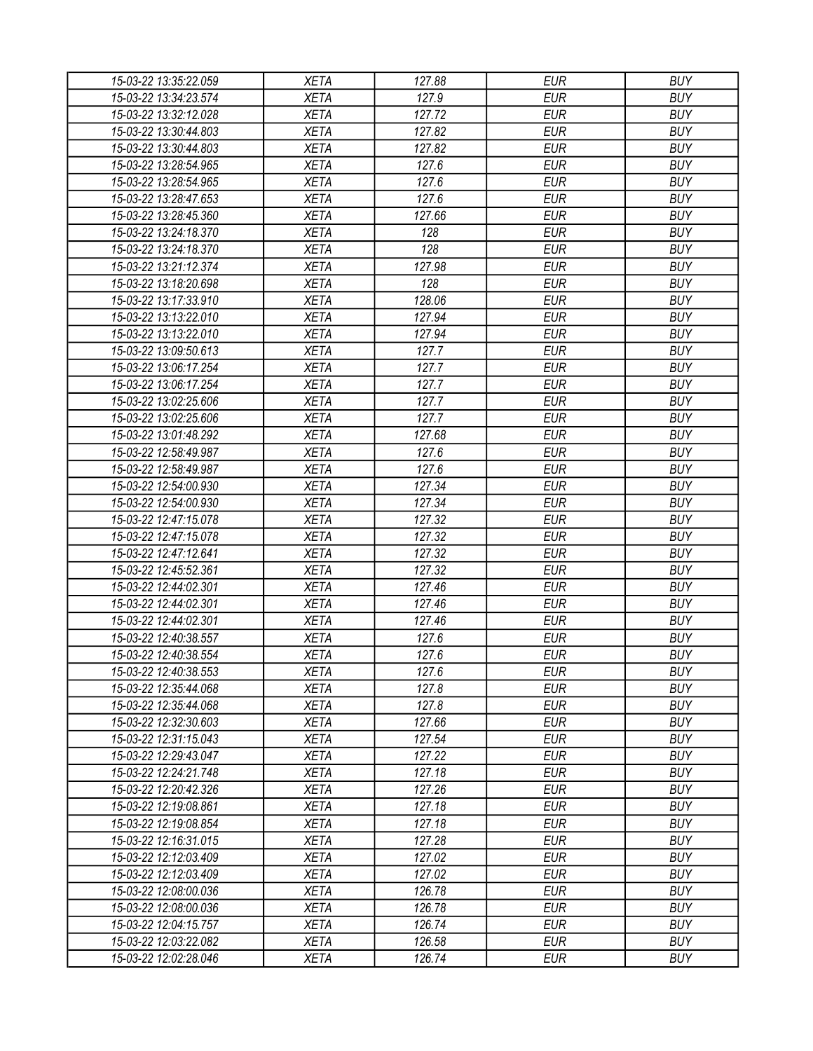| 15-03-22 13:35:22.059 | XETA | 127.88 | EUR | BUY |
|---|---|---|---|---|
| 15-03-22 13:34:23.574 | XETA | 127.9 | EUR | BUY |
| 15-03-22 13:32:12.028 | XETA | 127.72 | EUR | BUY |
| 15-03-22 13:30:44.803 | XETA | 127.82 | EUR | BUY |
| 15-03-22 13:30:44.803 | XETA | 127.82 | EUR | BUY |
| 15-03-22 13:28:54.965 | XETA | 127.6 | EUR | BUY |
| 15-03-22 13:28:54.965 | XETA | 127.6 | EUR | BUY |
| 15-03-22 13:28:47.653 | XETA | 127.6 | EUR | BUY |
| 15-03-22 13:28:45.360 | XETA | 127.66 | EUR | BUY |
| 15-03-22 13:24:18.370 | XETA | 128 | EUR | BUY |
| 15-03-22 13:24:18.370 | XETA | 128 | EUR | BUY |
| 15-03-22 13:21:12.374 | XETA | 127.98 | EUR | BUY |
| 15-03-22 13:18:20.698 | XETA | 128 | EUR | BUY |
| 15-03-22 13:17:33.910 | XETA | 128.06 | EUR | BUY |
| 15-03-22 13:13:22.010 | XETA | 127.94 | EUR | BUY |
| 15-03-22 13:13:22.010 | XETA | 127.94 | EUR | BUY |
| 15-03-22 13:09:50.613 | XETA | 127.7 | EUR | BUY |
| 15-03-22 13:06:17.254 | XETA | 127.7 | EUR | BUY |
| 15-03-22 13:06:17.254 | XETA | 127.7 | EUR | BUY |
| 15-03-22 13:02:25.606 | XETA | 127.7 | EUR | BUY |
| 15-03-22 13:02:25.606 | XETA | 127.7 | EUR | BUY |
| 15-03-22 13:01:48.292 | XETA | 127.68 | EUR | BUY |
| 15-03-22 12:58:49.987 | XETA | 127.6 | EUR | BUY |
| 15-03-22 12:58:49.987 | XETA | 127.6 | EUR | BUY |
| 15-03-22 12:54:00.930 | XETA | 127.34 | EUR | BUY |
| 15-03-22 12:54:00.930 | XETA | 127.34 | EUR | BUY |
| 15-03-22 12:47:15.078 | XETA | 127.32 | EUR | BUY |
| 15-03-22 12:47:15.078 | XETA | 127.32 | EUR | BUY |
| 15-03-22 12:47:12.641 | XETA | 127.32 | EUR | BUY |
| 15-03-22 12:45:52.361 | XETA | 127.32 | EUR | BUY |
| 15-03-22 12:44:02.301 | XETA | 127.46 | EUR | BUY |
| 15-03-22 12:44:02.301 | XETA | 127.46 | EUR | BUY |
| 15-03-22 12:44:02.301 | XETA | 127.46 | EUR | BUY |
| 15-03-22 12:40:38.557 | XETA | 127.6 | EUR | BUY |
| 15-03-22 12:40:38.554 | XETA | 127.6 | EUR | BUY |
| 15-03-22 12:40:38.553 | XETA | 127.6 | EUR | BUY |
| 15-03-22 12:35:44.068 | XETA | 127.8 | EUR | BUY |
| 15-03-22 12:35:44.068 | XETA | 127.8 | EUR | BUY |
| 15-03-22 12:32:30.603 | XETA | 127.66 | EUR | BUY |
| 15-03-22 12:31:15.043 | XETA | 127.54 | EUR | BUY |
| 15-03-22 12:29:43.047 | XETA | 127.22 | EUR | BUY |
| 15-03-22 12:24:21.748 | XETA | 127.18 | EUR | BUY |
| 15-03-22 12:20:42.326 | XETA | 127.26 | EUR | BUY |
| 15-03-22 12:19:08.861 | XETA | 127.18 | EUR | BUY |
| 15-03-22 12:19:08.854 | XETA | 127.18 | EUR | BUY |
| 15-03-22 12:16:31.015 | XETA | 127.28 | EUR | BUY |
| 15-03-22 12:12:03.409 | XETA | 127.02 | EUR | BUY |
| 15-03-22 12:12:03.409 | XETA | 127.02 | EUR | BUY |
| 15-03-22 12:08:00.036 | XETA | 126.78 | EUR | BUY |
| 15-03-22 12:08:00.036 | XETA | 126.78 | EUR | BUY |
| 15-03-22 12:04:15.757 | XETA | 126.74 | EUR | BUY |
| 15-03-22 12:03:22.082 | XETA | 126.58 | EUR | BUY |
| 15-03-22 12:02:28.046 | XETA | 126.74 | EUR | BUY |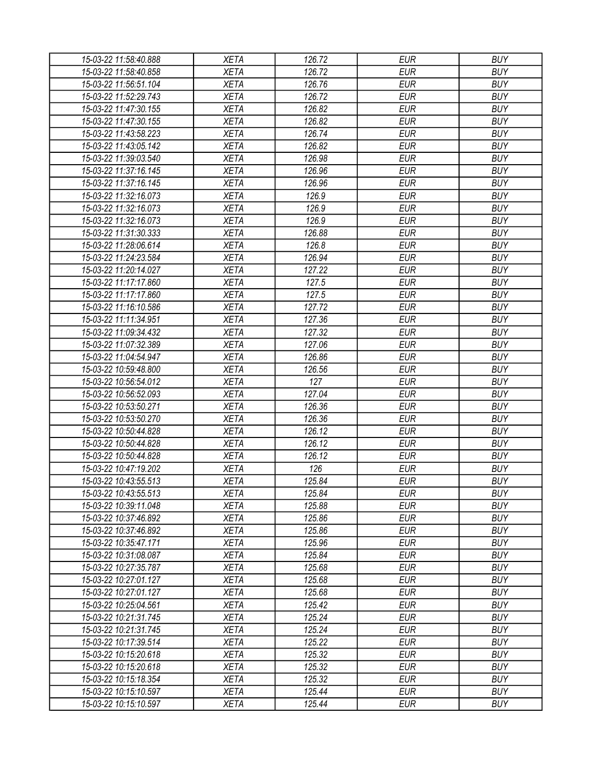| | | | | |
|---|---|---|---|---|
| 15-03-22 11:58:40.888 | XETA | 126.72 | EUR | BUY |
| 15-03-22 11:58:40.858 | XETA | 126.72 | EUR | BUY |
| 15-03-22 11:56:51.104 | XETA | 126.76 | EUR | BUY |
| 15-03-22 11:52:29.743 | XETA | 126.72 | EUR | BUY |
| 15-03-22 11:47:30.155 | XETA | 126.82 | EUR | BUY |
| 15-03-22 11:47:30.155 | XETA | 126.82 | EUR | BUY |
| 15-03-22 11:43:58.223 | XETA | 126.74 | EUR | BUY |
| 15-03-22 11:43:05.142 | XETA | 126.82 | EUR | BUY |
| 15-03-22 11:39:03.540 | XETA | 126.98 | EUR | BUY |
| 15-03-22 11:37:16.145 | XETA | 126.96 | EUR | BUY |
| 15-03-22 11:37:16.145 | XETA | 126.96 | EUR | BUY |
| 15-03-22 11:32:16.073 | XETA | 126.9 | EUR | BUY |
| 15-03-22 11:32:16.073 | XETA | 126.9 | EUR | BUY |
| 15-03-22 11:32:16.073 | XETA | 126.9 | EUR | BUY |
| 15-03-22 11:31:30.333 | XETA | 126.88 | EUR | BUY |
| 15-03-22 11:28:06.614 | XETA | 126.8 | EUR | BUY |
| 15-03-22 11:24:23.584 | XETA | 126.94 | EUR | BUY |
| 15-03-22 11:20:14.027 | XETA | 127.22 | EUR | BUY |
| 15-03-22 11:17:17.860 | XETA | 127.5 | EUR | BUY |
| 15-03-22 11:17:17.860 | XETA | 127.5 | EUR | BUY |
| 15-03-22 11:16:10.586 | XETA | 127.72 | EUR | BUY |
| 15-03-22 11:11:34.951 | XETA | 127.36 | EUR | BUY |
| 15-03-22 11:09:34.432 | XETA | 127.32 | EUR | BUY |
| 15-03-22 11:07:32.389 | XETA | 127.06 | EUR | BUY |
| 15-03-22 11:04:54.947 | XETA | 126.86 | EUR | BUY |
| 15-03-22 10:59:48.800 | XETA | 126.56 | EUR | BUY |
| 15-03-22 10:56:54.012 | XETA | 127 | EUR | BUY |
| 15-03-22 10:56:52.093 | XETA | 127.04 | EUR | BUY |
| 15-03-22 10:53:50.271 | XETA | 126.36 | EUR | BUY |
| 15-03-22 10:53:50.270 | XETA | 126.36 | EUR | BUY |
| 15-03-22 10:50:44.828 | XETA | 126.12 | EUR | BUY |
| 15-03-22 10:50:44.828 | XETA | 126.12 | EUR | BUY |
| 15-03-22 10:50:44.828 | XETA | 126.12 | EUR | BUY |
| 15-03-22 10:47:19.202 | XETA | 126 | EUR | BUY |
| 15-03-22 10:43:55.513 | XETA | 125.84 | EUR | BUY |
| 15-03-22 10:43:55.513 | XETA | 125.84 | EUR | BUY |
| 15-03-22 10:39:11.048 | XETA | 125.88 | EUR | BUY |
| 15-03-22 10:37:46.892 | XETA | 125.86 | EUR | BUY |
| 15-03-22 10:37:46.892 | XETA | 125.86 | EUR | BUY |
| 15-03-22 10:35:47.171 | XETA | 125.96 | EUR | BUY |
| 15-03-22 10:31:08.087 | XETA | 125.84 | EUR | BUY |
| 15-03-22 10:27:35.787 | XETA | 125.68 | EUR | BUY |
| 15-03-22 10:27:01.127 | XETA | 125.68 | EUR | BUY |
| 15-03-22 10:27:01.127 | XETA | 125.68 | EUR | BUY |
| 15-03-22 10:25:04.561 | XETA | 125.42 | EUR | BUY |
| 15-03-22 10:21:31.745 | XETA | 125.24 | EUR | BUY |
| 15-03-22 10:21:31.745 | XETA | 125.24 | EUR | BUY |
| 15-03-22 10:17:39.514 | XETA | 125.22 | EUR | BUY |
| 15-03-22 10:15:20.618 | XETA | 125.32 | EUR | BUY |
| 15-03-22 10:15:20.618 | XETA | 125.32 | EUR | BUY |
| 15-03-22 10:15:18.354 | XETA | 125.32 | EUR | BUY |
| 15-03-22 10:15:10.597 | XETA | 125.44 | EUR | BUY |
| 15-03-22 10:15:10.597 | XETA | 125.44 | EUR | BUY |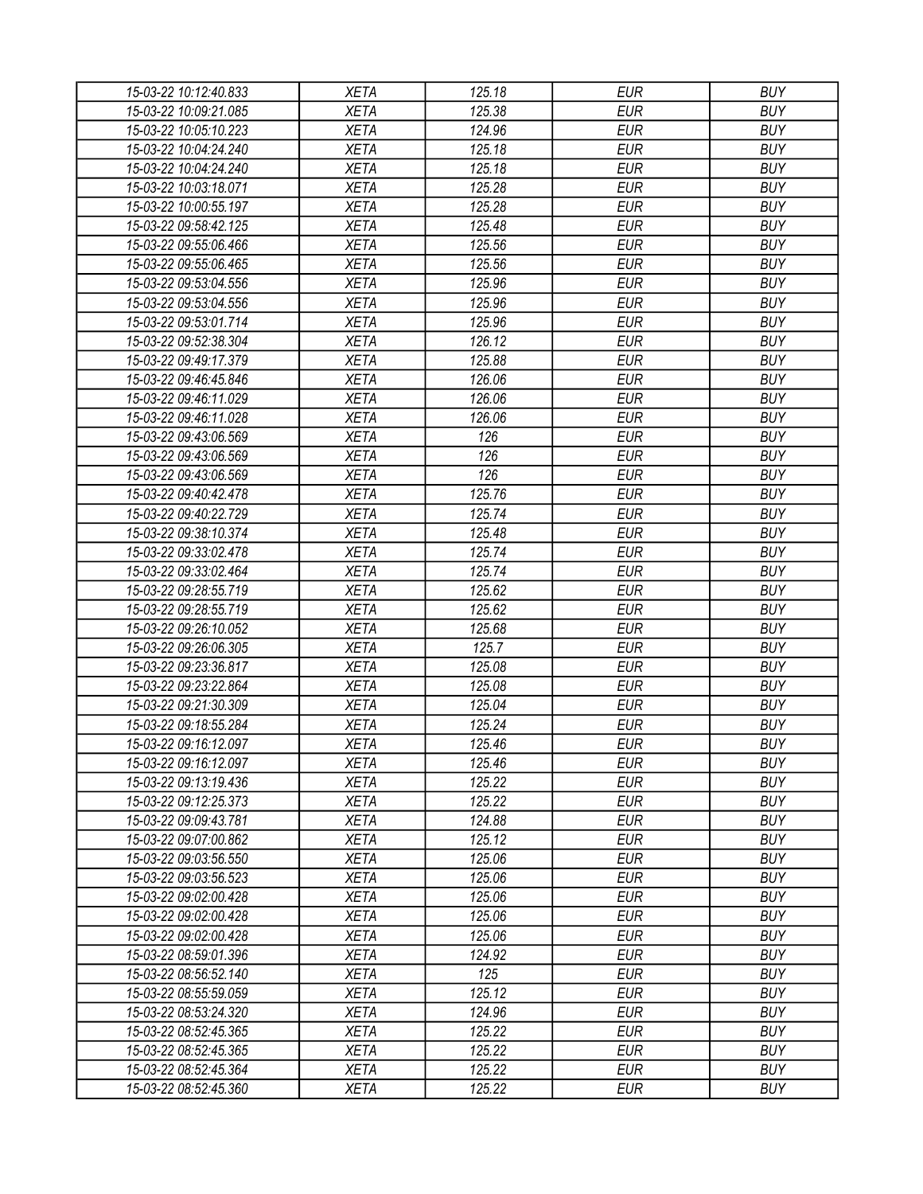| 15-03-22 10:12:40.833 | XETA | 125.18 | EUR | BUY |
|---|---|---|---|---|
| 15-03-22 10:09:21.085 | XETA | 125.38 | EUR | BUY |
| 15-03-22 10:05:10.223 | XETA | 124.96 | EUR | BUY |
| 15-03-22 10:04:24.240 | XETA | 125.18 | EUR | BUY |
| 15-03-22 10:04:24.240 | XETA | 125.18 | EUR | BUY |
| 15-03-22 10:03:18.071 | XETA | 125.28 | EUR | BUY |
| 15-03-22 10:00:55.197 | XETA | 125.28 | EUR | BUY |
| 15-03-22 09:58:42.125 | XETA | 125.48 | EUR | BUY |
| 15-03-22 09:55:06.466 | XETA | 125.56 | EUR | BUY |
| 15-03-22 09:55:06.465 | XETA | 125.56 | EUR | BUY |
| 15-03-22 09:53:04.556 | XETA | 125.96 | EUR | BUY |
| 15-03-22 09:53:04.556 | XETA | 125.96 | EUR | BUY |
| 15-03-22 09:53:01.714 | XETA | 125.96 | EUR | BUY |
| 15-03-22 09:52:38.304 | XETA | 126.12 | EUR | BUY |
| 15-03-22 09:49:17.379 | XETA | 125.88 | EUR | BUY |
| 15-03-22 09:46:45.846 | XETA | 126.06 | EUR | BUY |
| 15-03-22 09:46:11.029 | XETA | 126.06 | EUR | BUY |
| 15-03-22 09:46:11.028 | XETA | 126.06 | EUR | BUY |
| 15-03-22 09:43:06.569 | XETA | 126 | EUR | BUY |
| 15-03-22 09:43:06.569 | XETA | 126 | EUR | BUY |
| 15-03-22 09:43:06.569 | XETA | 126 | EUR | BUY |
| 15-03-22 09:40:42.478 | XETA | 125.76 | EUR | BUY |
| 15-03-22 09:40:22.729 | XETA | 125.74 | EUR | BUY |
| 15-03-22 09:38:10.374 | XETA | 125.48 | EUR | BUY |
| 15-03-22 09:33:02.478 | XETA | 125.74 | EUR | BUY |
| 15-03-22 09:33:02.464 | XETA | 125.74 | EUR | BUY |
| 15-03-22 09:28:55.719 | XETA | 125.62 | EUR | BUY |
| 15-03-22 09:28:55.719 | XETA | 125.62 | EUR | BUY |
| 15-03-22 09:26:10.052 | XETA | 125.68 | EUR | BUY |
| 15-03-22 09:26:06.305 | XETA | 125.7 | EUR | BUY |
| 15-03-22 09:23:36.817 | XETA | 125.08 | EUR | BUY |
| 15-03-22 09:23:22.864 | XETA | 125.08 | EUR | BUY |
| 15-03-22 09:21:30.309 | XETA | 125.04 | EUR | BUY |
| 15-03-22 09:18:55.284 | XETA | 125.24 | EUR | BUY |
| 15-03-22 09:16:12.097 | XETA | 125.46 | EUR | BUY |
| 15-03-22 09:16:12.097 | XETA | 125.46 | EUR | BUY |
| 15-03-22 09:13:19.436 | XETA | 125.22 | EUR | BUY |
| 15-03-22 09:12:25.373 | XETA | 125.22 | EUR | BUY |
| 15-03-22 09:09:43.781 | XETA | 124.88 | EUR | BUY |
| 15-03-22 09:07:00.862 | XETA | 125.12 | EUR | BUY |
| 15-03-22 09:03:56.550 | XETA | 125.06 | EUR | BUY |
| 15-03-22 09:03:56.523 | XETA | 125.06 | EUR | BUY |
| 15-03-22 09:02:00.428 | XETA | 125.06 | EUR | BUY |
| 15-03-22 09:02:00.428 | XETA | 125.06 | EUR | BUY |
| 15-03-22 09:02:00.428 | XETA | 125.06 | EUR | BUY |
| 15-03-22 08:59:01.396 | XETA | 124.92 | EUR | BUY |
| 15-03-22 08:56:52.140 | XETA | 125 | EUR | BUY |
| 15-03-22 08:55:59.059 | XETA | 125.12 | EUR | BUY |
| 15-03-22 08:53:24.320 | XETA | 124.96 | EUR | BUY |
| 15-03-22 08:52:45.365 | XETA | 125.22 | EUR | BUY |
| 15-03-22 08:52:45.365 | XETA | 125.22 | EUR | BUY |
| 15-03-22 08:52:45.364 | XETA | 125.22 | EUR | BUY |
| 15-03-22 08:52:45.360 | XETA | 125.22 | EUR | BUY |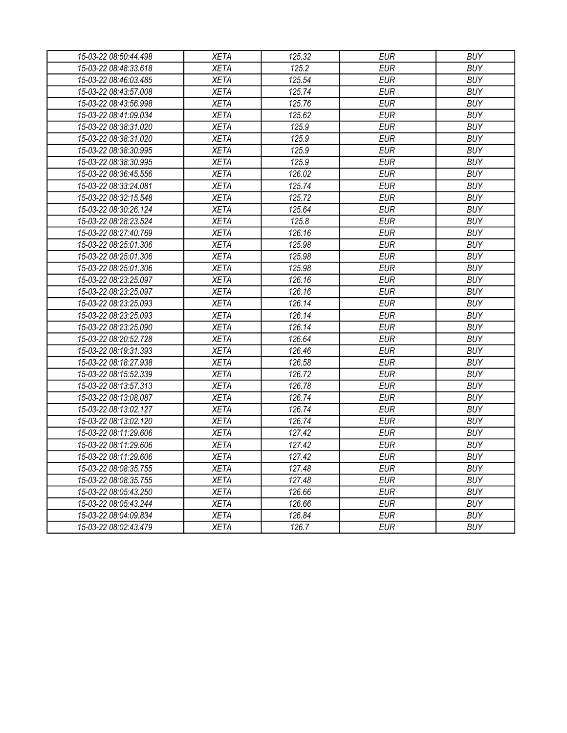| | | | | |
|---|---|---|---|---|
| *15-03-22 08:50:44.498* | *XETA* | *125.32* | *EUR* | *BUY* |
| *15-03-22 08:48:33.618* | *XETA* | *125.2* | *EUR* | *BUY* |
| *15-03-22 08:46:03.485* | *XETA* | *125.54* | *EUR* | *BUY* |
| *15-03-22 08:43:57.008* | *XETA* | *125.74* | *EUR* | *BUY* |
| *15-03-22 08:43:56.998* | *XETA* | *125.76* | *EUR* | *BUY* |
| *15-03-22 08:41:09.034* | *XETA* | *125.62* | *EUR* | *BUY* |
| *15-03-22 08:38:31.020* | *XETA* | *125.9* | *EUR* | *BUY* |
| *15-03-22 08:38:31.020* | *XETA* | *125.9* | *EUR* | *BUY* |
| *15-03-22 08:38:30.995* | *XETA* | *125.9* | *EUR* | *BUY* |
| *15-03-22 08:38:30.995* | *XETA* | *125.9* | *EUR* | *BUY* |
| *15-03-22 08:36:45.556* | *XETA* | *126.02* | *EUR* | *BUY* |
| *15-03-22 08:33:24.081* | *XETA* | *125.74* | *EUR* | *BUY* |
| *15-03-22 08:32:15.548* | *XETA* | *125.72* | *EUR* | *BUY* |
| *15-03-22 08:30:26.124* | *XETA* | *125.64* | *EUR* | *BUY* |
| *15-03-22 08:28:23.524* | *XETA* | *125.8* | *EUR* | *BUY* |
| *15-03-22 08:27:40.769* | *XETA* | *126.16* | *EUR* | *BUY* |
| *15-03-22 08:25:01.306* | *XETA* | *125.98* | *EUR* | *BUY* |
| *15-03-22 08:25:01.306* | *XETA* | *125.98* | *EUR* | *BUY* |
| *15-03-22 08:25:01.306* | *XETA* | *125.98* | *EUR* | *BUY* |
| *15-03-22 08:23:25.097* | *XETA* | *126.16* | *EUR* | *BUY* |
| *15-03-22 08:23:25.097* | *XETA* | *126.16* | *EUR* | *BUY* |
| *15-03-22 08:23:25.093* | *XETA* | *126.14* | *EUR* | *BUY* |
| *15-03-22 08:23:25.093* | *XETA* | *126.14* | *EUR* | *BUY* |
| *15-03-22 08:23:25.090* | *XETA* | *126.14* | *EUR* | *BUY* |
| *15-03-22 08:20:52.728* | *XETA* | *126.64* | *EUR* | *BUY* |
| *15-03-22 08:19:31.393* | *XETA* | *126.46* | *EUR* | *BUY* |
| *15-03-22 08:18:27.938* | *XETA* | *126.58* | *EUR* | *BUY* |
| *15-03-22 08:15:52.339* | *XETA* | *126.72* | *EUR* | *BUY* |
| *15-03-22 08:13:57.313* | *XETA* | *126.78* | *EUR* | *BUY* |
| *15-03-22 08:13:08.087* | *XETA* | *126.74* | *EUR* | *BUY* |
| *15-03-22 08:13:02.127* | *XETA* | *126.74* | *EUR* | *BUY* |
| *15-03-22 08:13:02.120* | *XETA* | *126.74* | *EUR* | *BUY* |
| *15-03-22 08:11:29.606* | *XETA* | *127.42* | *EUR* | *BUY* |
| *15-03-22 08:11:29.606* | *XETA* | *127.42* | *EUR* | *BUY* |
| *15-03-22 08:11:29.606* | *XETA* | *127.42* | *EUR* | *BUY* |
| *15-03-22 08:08:35.755* | *XETA* | *127.48* | *EUR* | *BUY* |
| *15-03-22 08:08:35.755* | *XETA* | *127.48* | *EUR* | *BUY* |
| *15-03-22 08:05:43.250* | *XETA* | *126.66* | *EUR* | *BUY* |
| *15-03-22 08:05:43.244* | *XETA* | *126.66* | *EUR* | *BUY* |
| *15-03-22 08:04:09.834* | *XETA* | *126.84* | *EUR* | *BUY* |
| *15-03-22 08:02:43.479* | *XETA* | *126.7* | *EUR* | *BUY* |